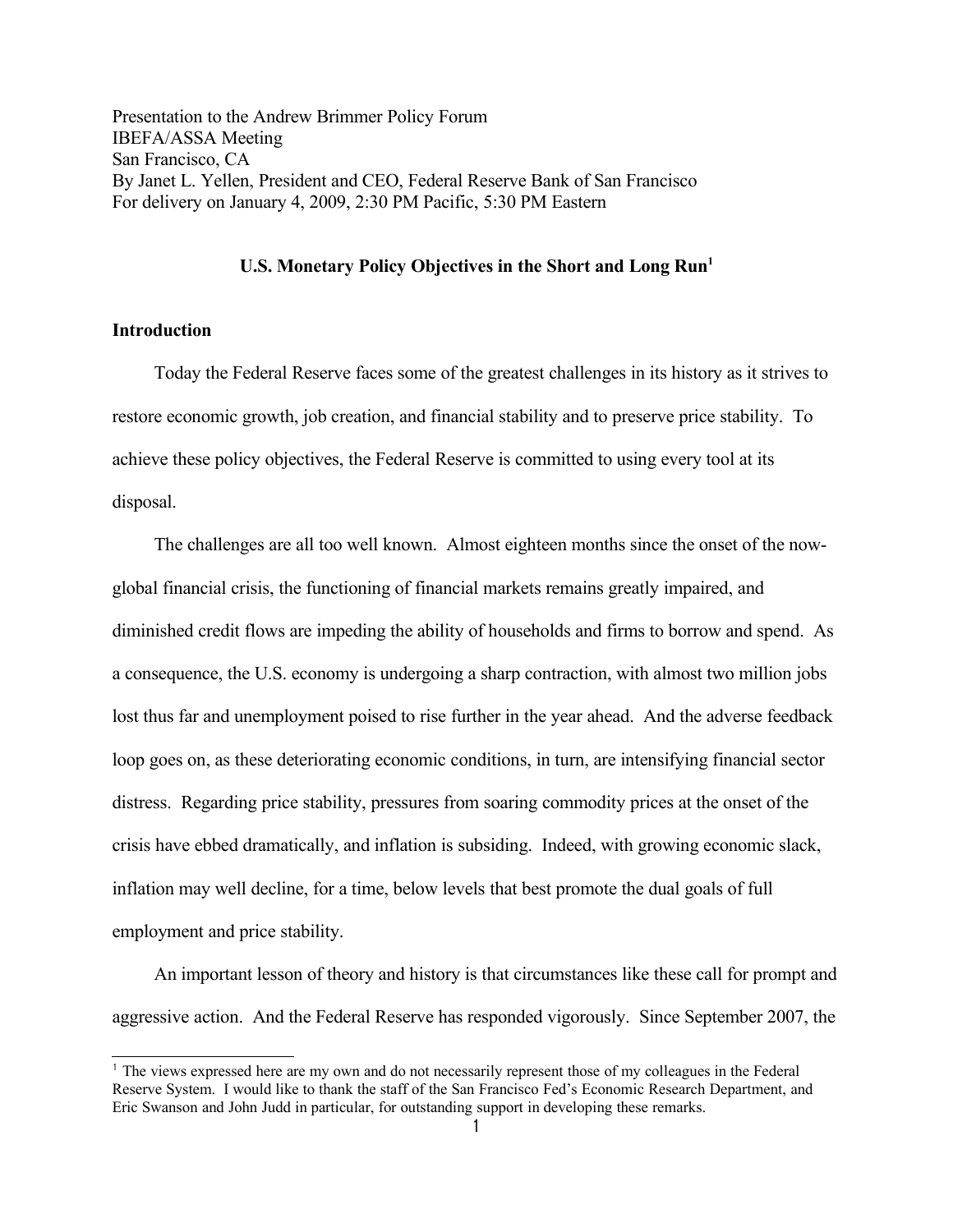Presentation to the Andrew Brimmer Policy Forum
IBEFA/ASSA Meeting
San Francisco, CA
By Janet L. Yellen, President and CEO, Federal Reserve Bank of San Francisco
For delivery on January 4, 2009, 2:30 PM Pacific, 5:30 PM Eastern

# U.S. Monetary Policy Objectives in the Short and Long Run[1]

## Introduction

Today the Federal Reserve faces some of the greatest challenges in its history as it strives to restore economic growth, job creation, and financial stability and to preserve price stability. To achieve these policy objectives, the Federal Reserve is committed to using every tool at its disposal.

The challenges are all too well known. Almost eighteen months since the onset of the now-global financial crisis, the functioning of financial markets remains greatly impaired, and diminished credit flows are impeding the ability of households and firms to borrow and spend. As a consequence, the U.S. economy is undergoing a sharp contraction, with almost two million jobs lost thus far and unemployment poised to rise further in the year ahead. And the adverse feedback loop goes on, as these deteriorating economic conditions, in turn, are intensifying financial sector distress. Regarding price stability, pressures from soaring commodity prices at the onset of the crisis have ebbed dramatically, and inflation is subsiding. Indeed, with growing economic slack, inflation may well decline, for a time, below levels that best promote the dual goals of full employment and price stability.

An important lesson of theory and history is that circumstances like these call for prompt and aggressive action. And the Federal Reserve has responded vigorously. Since September 2007, the

[1] The views expressed here are my own and do not necessarily represent those of my colleagues in the Federal Reserve System. I would like to thank the staff of the San Francisco Fed's Economic Research Department, and Eric Swanson and John Judd in particular, for outstanding support in developing these remarks.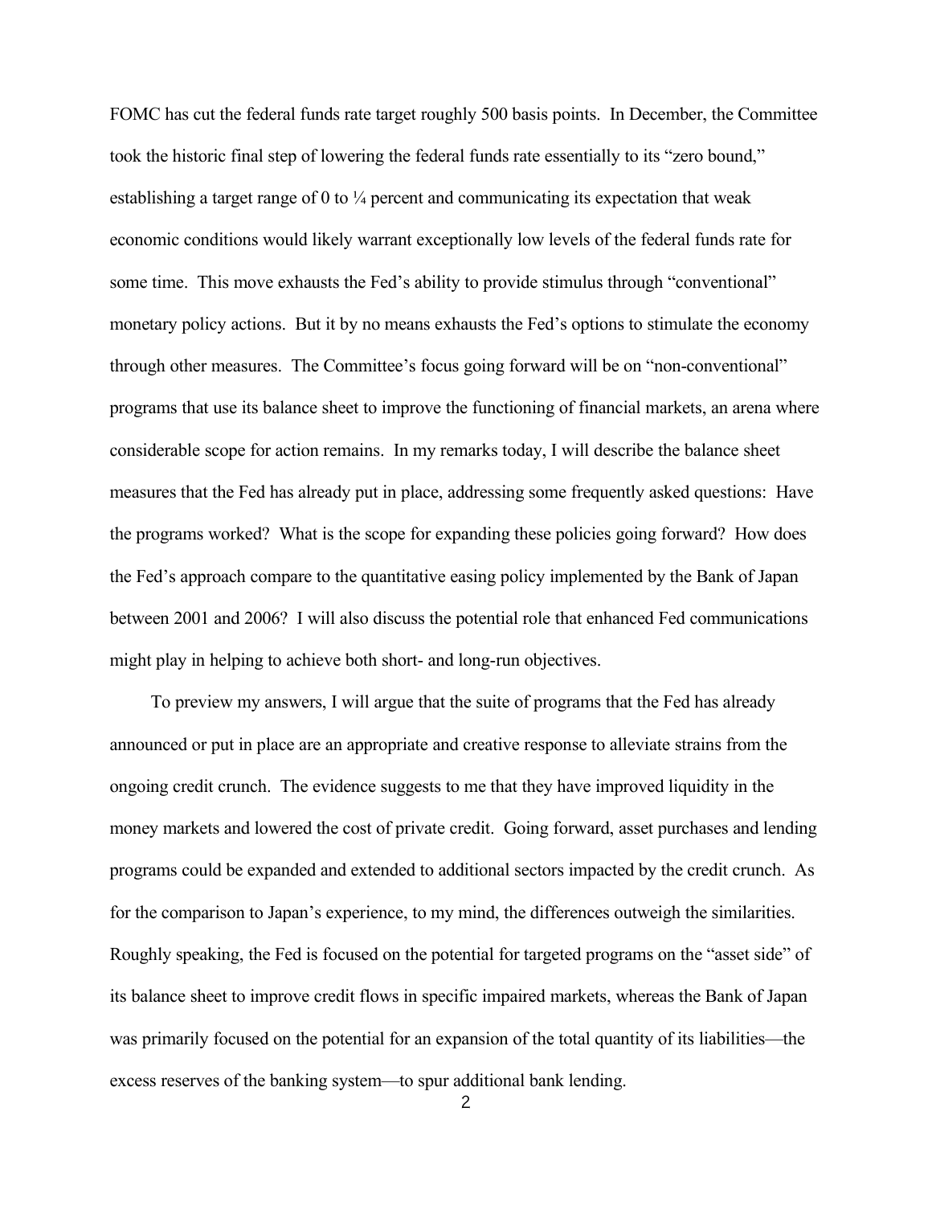FOMC has cut the federal funds rate target roughly 500 basis points. In December, the Committee took the historic final step of lowering the federal funds rate essentially to its "zero bound," establishing a target range of 0 to ¼ percent and communicating its expectation that weak economic conditions would likely warrant exceptionally low levels of the federal funds rate for some time. This move exhausts the Fed's ability to provide stimulus through "conventional" monetary policy actions. But it by no means exhausts the Fed's options to stimulate the economy through other measures. The Committee's focus going forward will be on "non-conventional" programs that use its balance sheet to improve the functioning of financial markets, an arena where considerable scope for action remains. In my remarks today, I will describe the balance sheet measures that the Fed has already put in place, addressing some frequently asked questions: Have the programs worked? What is the scope for expanding these policies going forward? How does the Fed's approach compare to the quantitative easing policy implemented by the Bank of Japan between 2001 and 2006? I will also discuss the potential role that enhanced Fed communications might play in helping to achieve both short- and long-run objectives.

To preview my answers, I will argue that the suite of programs that the Fed has already announced or put in place are an appropriate and creative response to alleviate strains from the ongoing credit crunch. The evidence suggests to me that they have improved liquidity in the money markets and lowered the cost of private credit. Going forward, asset purchases and lending programs could be expanded and extended to additional sectors impacted by the credit crunch. As for the comparison to Japan's experience, to my mind, the differences outweigh the similarities. Roughly speaking, the Fed is focused on the potential for targeted programs on the "asset side" of its balance sheet to improve credit flows in specific impaired markets, whereas the Bank of Japan was primarily focused on the potential for an expansion of the total quantity of its liabilities—the excess reserves of the banking system—to spur additional bank lending.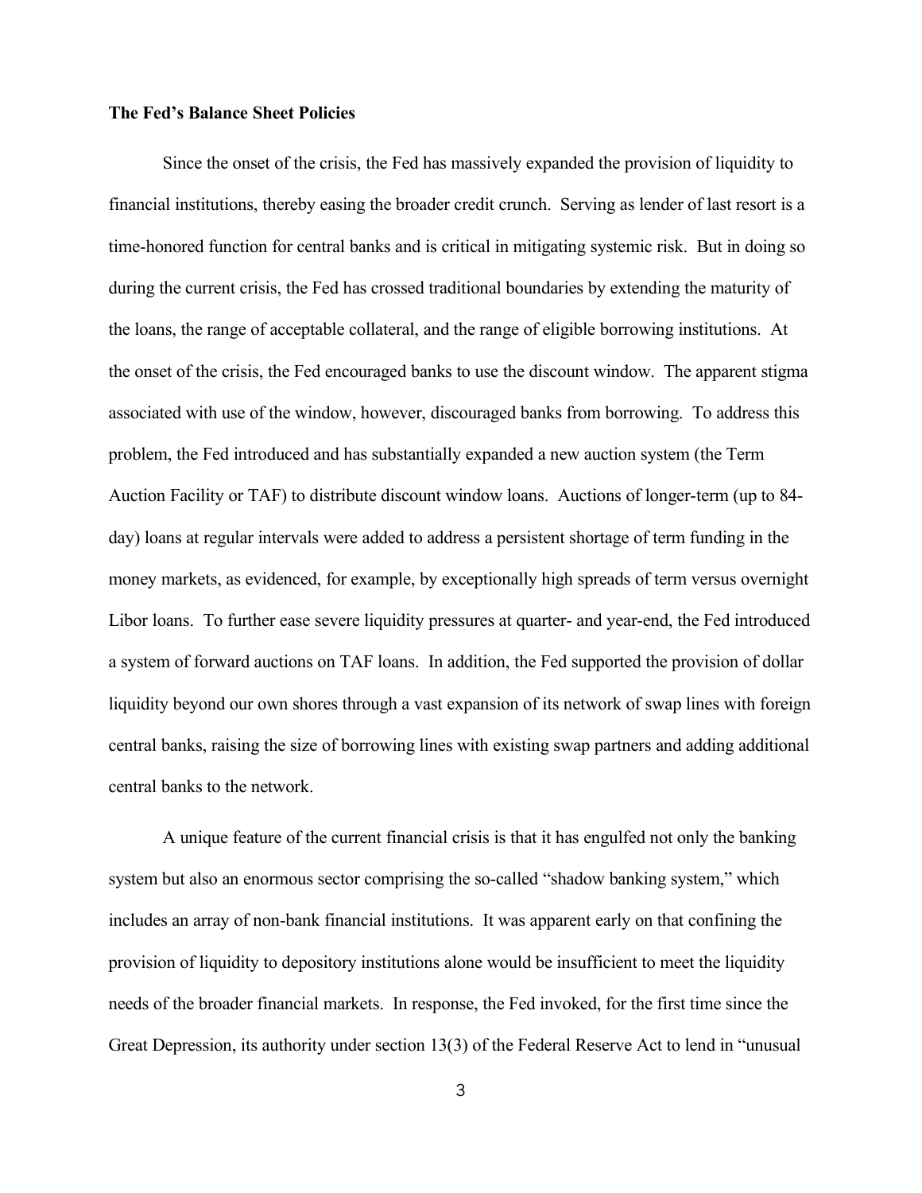**The Fed's Balance Sheet Policies**

Since the onset of the crisis, the Fed has massively expanded the provision of liquidity to financial institutions, thereby easing the broader credit crunch. Serving as lender of last resort is a time-honored function for central banks and is critical in mitigating systemic risk. But in doing so during the current crisis, the Fed has crossed traditional boundaries by extending the maturity of the loans, the range of acceptable collateral, and the range of eligible borrowing institutions. At the onset of the crisis, the Fed encouraged banks to use the discount window. The apparent stigma associated with use of the window, however, discouraged banks from borrowing. To address this problem, the Fed introduced and has substantially expanded a new auction system (the Term Auction Facility or TAF) to distribute discount window loans. Auctions of longer-term (up to 84-day) loans at regular intervals were added to address a persistent shortage of term funding in the money markets, as evidenced, for example, by exceptionally high spreads of term versus overnight Libor loans. To further ease severe liquidity pressures at quarter- and year-end, the Fed introduced a system of forward auctions on TAF loans. In addition, the Fed supported the provision of dollar liquidity beyond our own shores through a vast expansion of its network of swap lines with foreign central banks, raising the size of borrowing lines with existing swap partners and adding additional central banks to the network.

A unique feature of the current financial crisis is that it has engulfed not only the banking system but also an enormous sector comprising the so-called "shadow banking system," which includes an array of non-bank financial institutions. It was apparent early on that confining the provision of liquidity to depository institutions alone would be insufficient to meet the liquidity needs of the broader financial markets. In response, the Fed invoked, for the first time since the Great Depression, its authority under section 13(3) of the Federal Reserve Act to lend in "unusual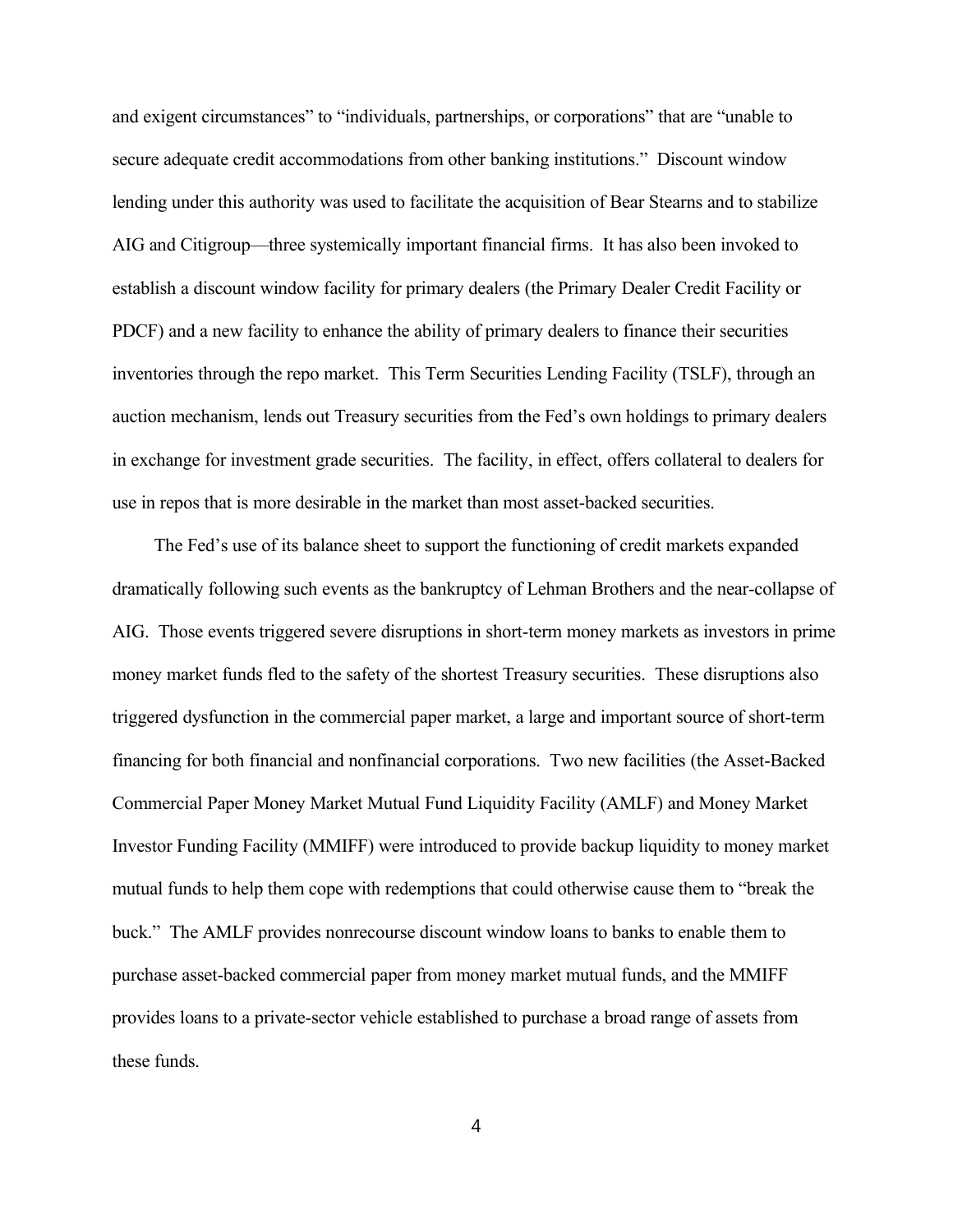and exigent circumstances" to "individuals, partnerships, or corporations" that are "unable to secure adequate credit accommodations from other banking institutions." Discount window lending under this authority was used to facilitate the acquisition of Bear Stearns and to stabilize AIG and Citigroup—three systemically important financial firms. It has also been invoked to establish a discount window facility for primary dealers (the Primary Dealer Credit Facility or PDCF) and a new facility to enhance the ability of primary dealers to finance their securities inventories through the repo market. This Term Securities Lending Facility (TSLF), through an auction mechanism, lends out Treasury securities from the Fed's own holdings to primary dealers in exchange for investment grade securities. The facility, in effect, offers collateral to dealers for use in repos that is more desirable in the market than most asset-backed securities.

The Fed's use of its balance sheet to support the functioning of credit markets expanded dramatically following such events as the bankruptcy of Lehman Brothers and the near-collapse of AIG. Those events triggered severe disruptions in short-term money markets as investors in prime money market funds fled to the safety of the shortest Treasury securities. These disruptions also triggered dysfunction in the commercial paper market, a large and important source of short-term financing for both financial and nonfinancial corporations. Two new facilities (the Asset-Backed Commercial Paper Money Market Mutual Fund Liquidity Facility (AMLF) and Money Market Investor Funding Facility (MMIFF) were introduced to provide backup liquidity to money market mutual funds to help them cope with redemptions that could otherwise cause them to "break the buck." The AMLF provides nonrecourse discount window loans to banks to enable them to purchase asset-backed commercial paper from money market mutual funds, and the MMIFF provides loans to a private-sector vehicle established to purchase a broad range of assets from these funds.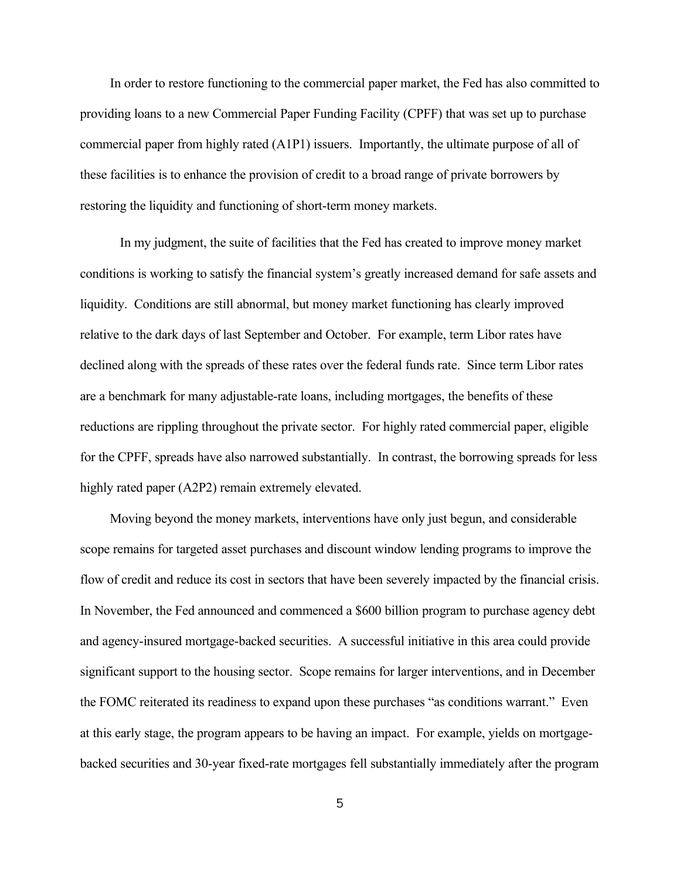In order to restore functioning to the commercial paper market, the Fed has also committed to providing loans to a new Commercial Paper Funding Facility (CPFF) that was set up to purchase commercial paper from highly rated (A1P1) issuers. Importantly, the ultimate purpose of all of these facilities is to enhance the provision of credit to a broad range of private borrowers by restoring the liquidity and functioning of short-term money markets.

In my judgment, the suite of facilities that the Fed has created to improve money market conditions is working to satisfy the financial system's greatly increased demand for safe assets and liquidity. Conditions are still abnormal, but money market functioning has clearly improved relative to the dark days of last September and October. For example, term Libor rates have declined along with the spreads of these rates over the federal funds rate. Since term Libor rates are a benchmark for many adjustable-rate loans, including mortgages, the benefits of these reductions are rippling throughout the private sector. For highly rated commercial paper, eligible for the CPFF, spreads have also narrowed substantially. In contrast, the borrowing spreads for less highly rated paper (A2P2) remain extremely elevated.

Moving beyond the money markets, interventions have only just begun, and considerable scope remains for targeted asset purchases and discount window lending programs to improve the flow of credit and reduce its cost in sectors that have been severely impacted by the financial crisis. In November, the Fed announced and commenced a $600 billion program to purchase agency debt and agency-insured mortgage-backed securities. A successful initiative in this area could provide significant support to the housing sector. Scope remains for larger interventions, and in December the FOMC reiterated its readiness to expand upon these purchases "as conditions warrant." Even at this early stage, the program appears to be having an impact. For example, yields on mortgage-backed securities and 30-year fixed-rate mortgages fell substantially immediately after the program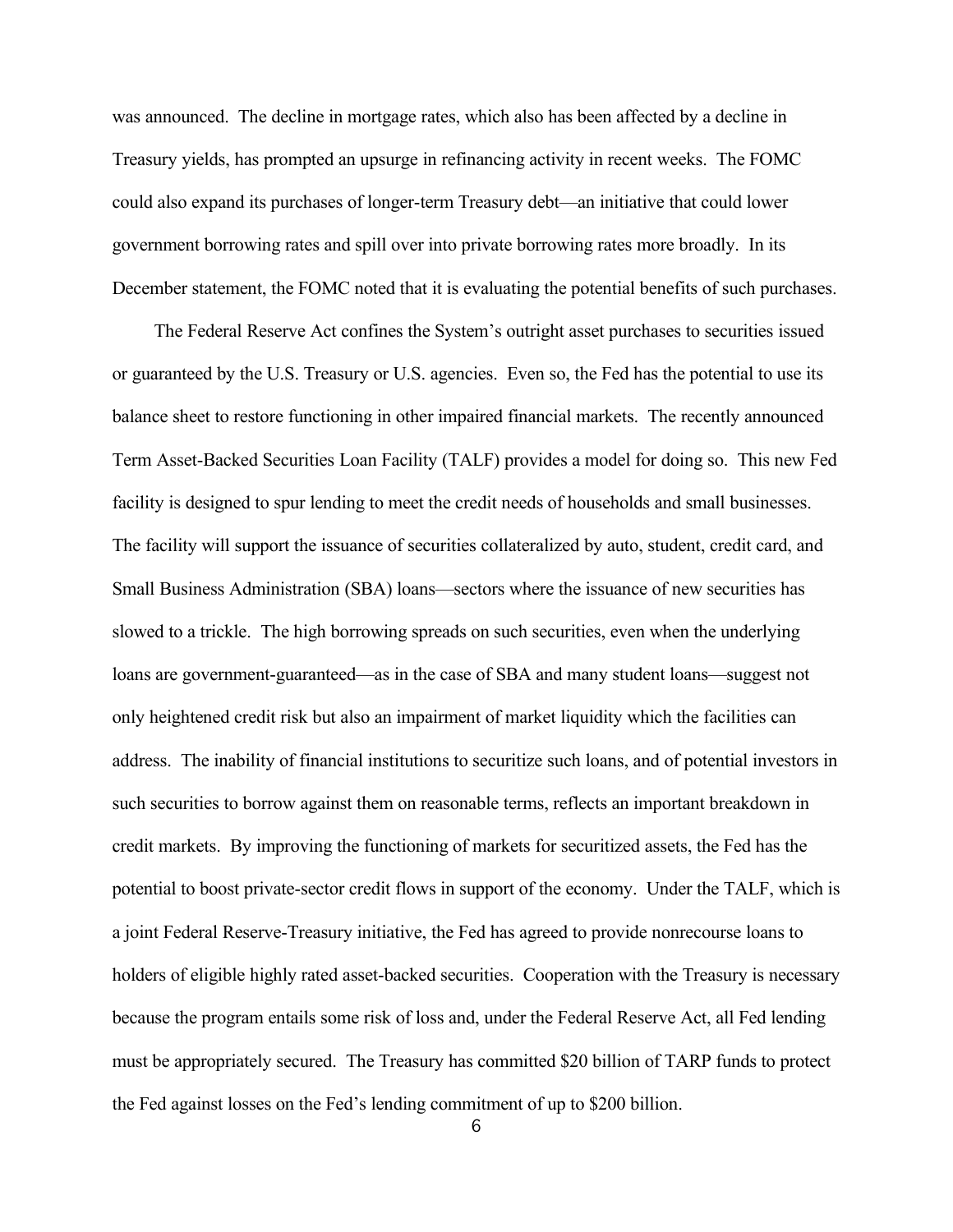was announced. The decline in mortgage rates, which also has been affected by a decline in Treasury yields, has prompted an upsurge in refinancing activity in recent weeks. The FOMC could also expand its purchases of longer-term Treasury debt—an initiative that could lower government borrowing rates and spill over into private borrowing rates more broadly. In its December statement, the FOMC noted that it is evaluating the potential benefits of such purchases.

The Federal Reserve Act confines the System's outright asset purchases to securities issued or guaranteed by the U.S. Treasury or U.S. agencies. Even so, the Fed has the potential to use its balance sheet to restore functioning in other impaired financial markets. The recently announced Term Asset-Backed Securities Loan Facility (TALF) provides a model for doing so. This new Fed facility is designed to spur lending to meet the credit needs of households and small businesses. The facility will support the issuance of securities collateralized by auto, student, credit card, and Small Business Administration (SBA) loans—sectors where the issuance of new securities has slowed to a trickle. The high borrowing spreads on such securities, even when the underlying loans are government-guaranteed—as in the case of SBA and many student loans—suggest not only heightened credit risk but also an impairment of market liquidity which the facilities can address. The inability of financial institutions to securitize such loans, and of potential investors in such securities to borrow against them on reasonable terms, reflects an important breakdown in credit markets. By improving the functioning of markets for securitized assets, the Fed has the potential to boost private-sector credit flows in support of the economy. Under the TALF, which is a joint Federal Reserve-Treasury initiative, the Fed has agreed to provide nonrecourse loans to holders of eligible highly rated asset-backed securities. Cooperation with the Treasury is necessary because the program entails some risk of loss and, under the Federal Reserve Act, all Fed lending must be appropriately secured. The Treasury has committed $20 billion of TARP funds to protect the Fed against losses on the Fed's lending commitment of up to $200 billion.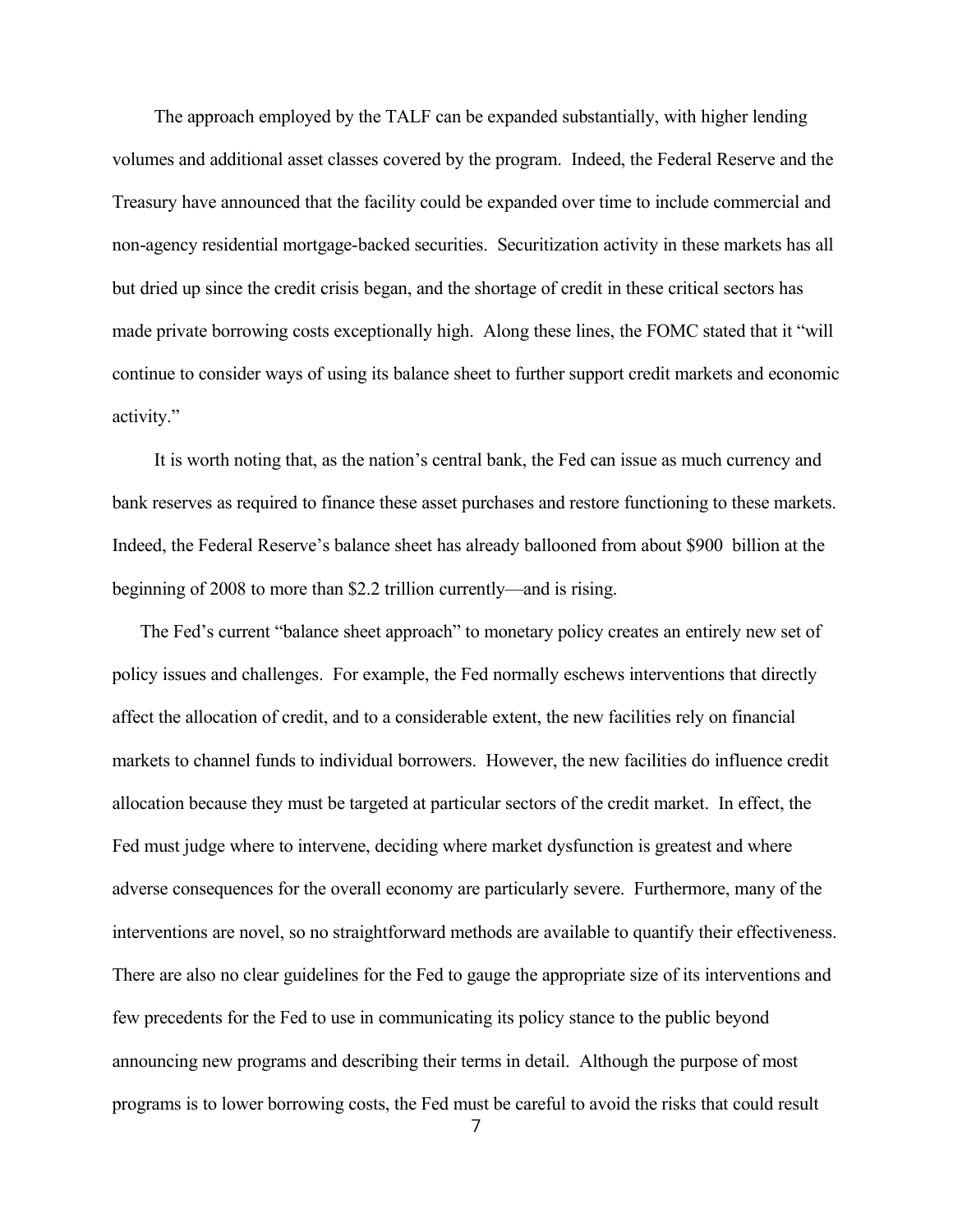The approach employed by the TALF can be expanded substantially, with higher lending volumes and additional asset classes covered by the program. Indeed, the Federal Reserve and the Treasury have announced that the facility could be expanded over time to include commercial and non-agency residential mortgage-backed securities. Securitization activity in these markets has all but dried up since the credit crisis began, and the shortage of credit in these critical sectors has made private borrowing costs exceptionally high. Along these lines, the FOMC stated that it "will continue to consider ways of using its balance sheet to further support credit markets and economic activity."

It is worth noting that, as the nation's central bank, the Fed can issue as much currency and bank reserves as required to finance these asset purchases and restore functioning to these markets. Indeed, the Federal Reserve's balance sheet has already ballooned from about $900 billion at the beginning of 2008 to more than $2.2 trillion currently—and is rising.

The Fed's current "balance sheet approach" to monetary policy creates an entirely new set of policy issues and challenges. For example, the Fed normally eschews interventions that directly affect the allocation of credit, and to a considerable extent, the new facilities rely on financial markets to channel funds to individual borrowers. However, the new facilities do influence credit allocation because they must be targeted at particular sectors of the credit market. In effect, the Fed must judge where to intervene, deciding where market dysfunction is greatest and where adverse consequences for the overall economy are particularly severe. Furthermore, many of the interventions are novel, so no straightforward methods are available to quantify their effectiveness. There are also no clear guidelines for the Fed to gauge the appropriate size of its interventions and few precedents for the Fed to use in communicating its policy stance to the public beyond announcing new programs and describing their terms in detail. Although the purpose of most programs is to lower borrowing costs, the Fed must be careful to avoid the risks that could result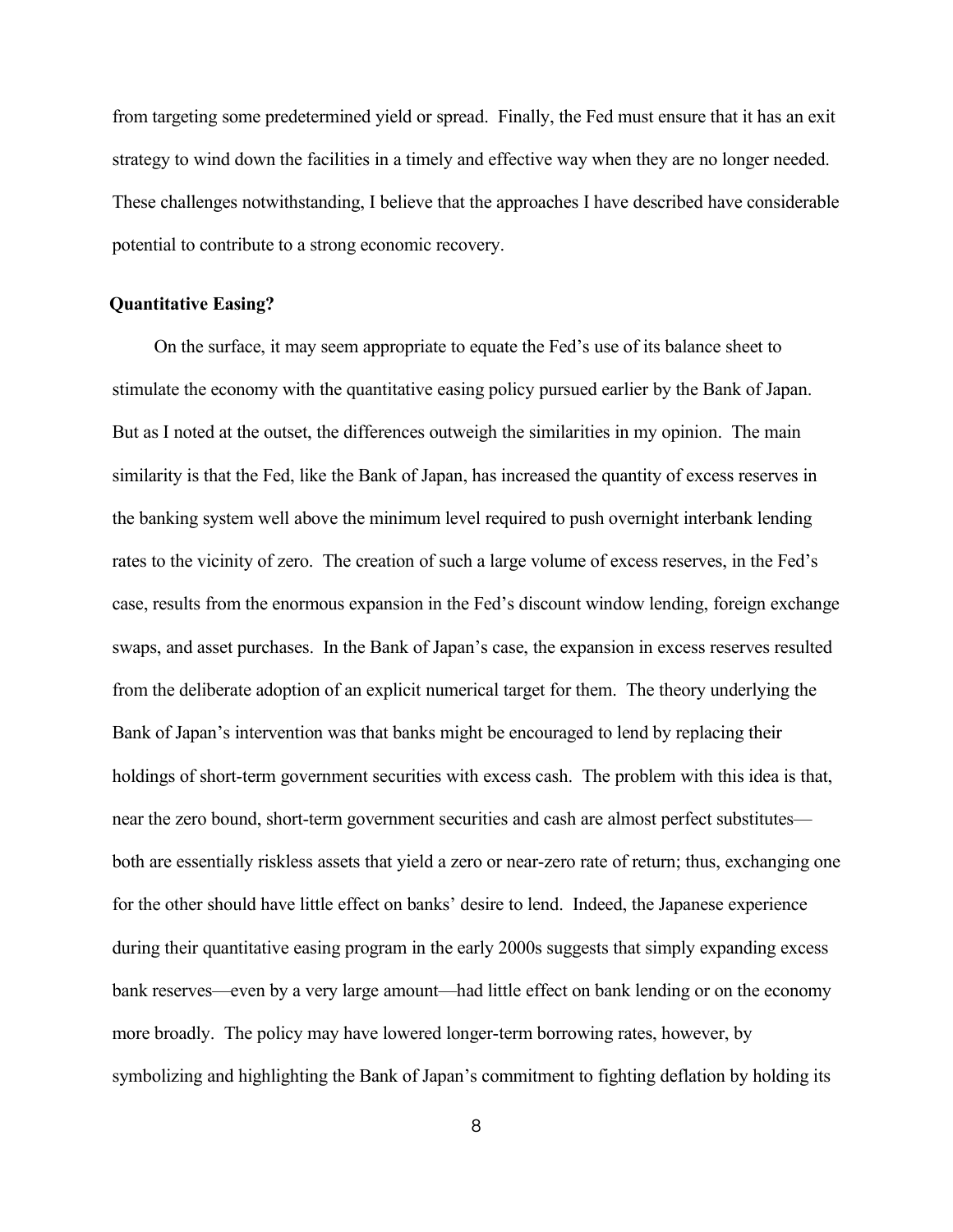from targeting some predetermined yield or spread. Finally, the Fed must ensure that it has an exit strategy to wind down the facilities in a timely and effective way when they are no longer needed. These challenges notwithstanding, I believe that the approaches I have described have considerable potential to contribute to a strong economic recovery.

**Quantitative Easing?**

On the surface, it may seem appropriate to equate the Fed's use of its balance sheet to stimulate the economy with the quantitative easing policy pursued earlier by the Bank of Japan. But as I noted at the outset, the differences outweigh the similarities in my opinion. The main similarity is that the Fed, like the Bank of Japan, has increased the quantity of excess reserves in the banking system well above the minimum level required to push overnight interbank lending rates to the vicinity of zero. The creation of such a large volume of excess reserves, in the Fed's case, results from the enormous expansion in the Fed's discount window lending, foreign exchange swaps, and asset purchases. In the Bank of Japan's case, the expansion in excess reserves resulted from the deliberate adoption of an explicit numerical target for them. The theory underlying the Bank of Japan's intervention was that banks might be encouraged to lend by replacing their holdings of short-term government securities with excess cash. The problem with this idea is that, near the zero bound, short-term government securities and cash are almost perfect substitutes—both are essentially riskless assets that yield a zero or near-zero rate of return; thus, exchanging one for the other should have little effect on banks' desire to lend. Indeed, the Japanese experience during their quantitative easing program in the early 2000s suggests that simply expanding excess bank reserves—even by a very large amount—had little effect on bank lending or on the economy more broadly. The policy may have lowered longer-term borrowing rates, however, by symbolizing and highlighting the Bank of Japan's commitment to fighting deflation by holding its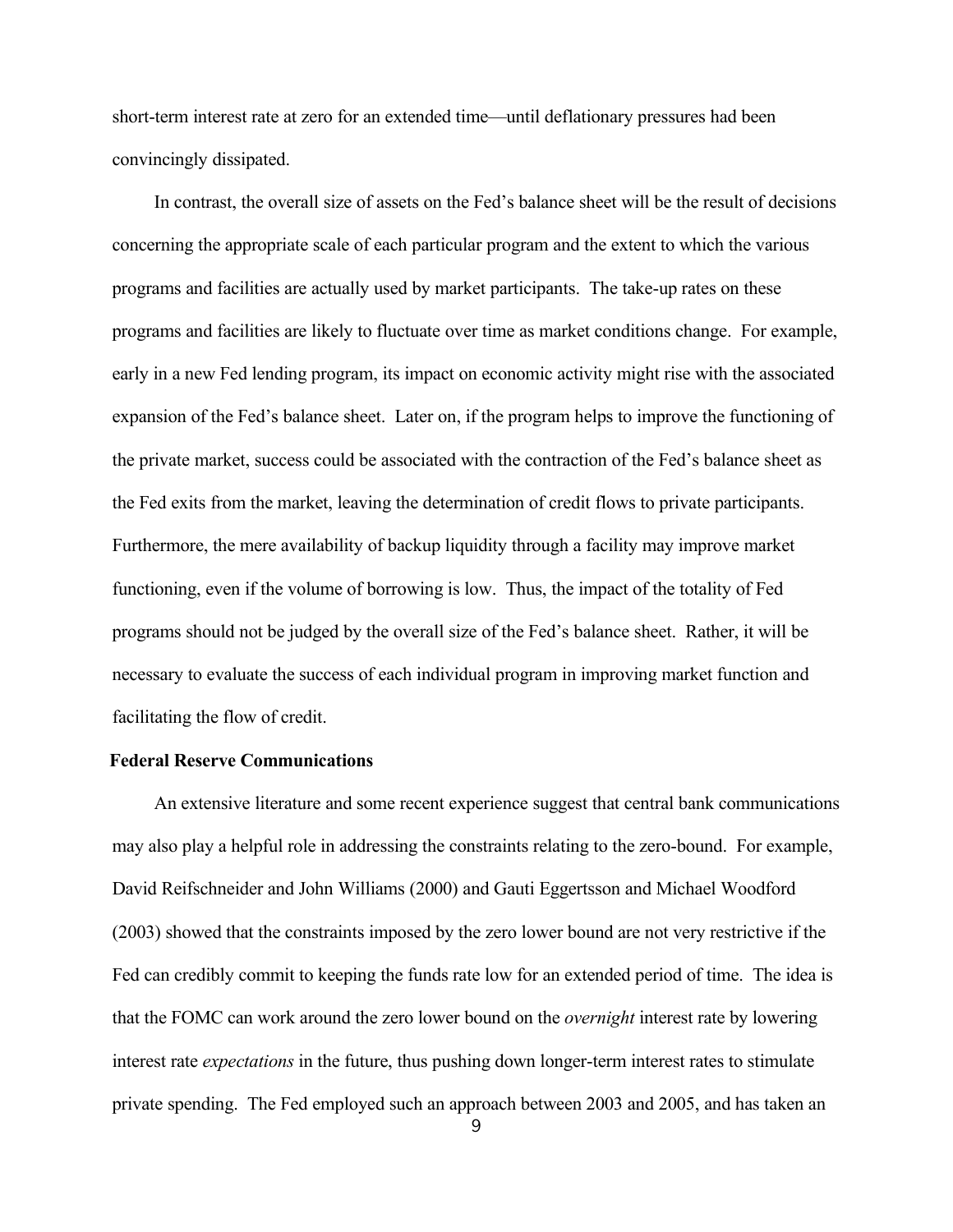short-term interest rate at zero for an extended time—until deflationary pressures had been convincingly dissipated.

In contrast, the overall size of assets on the Fed's balance sheet will be the result of decisions concerning the appropriate scale of each particular program and the extent to which the various programs and facilities are actually used by market participants. The take-up rates on these programs and facilities are likely to fluctuate over time as market conditions change. For example, early in a new Fed lending program, its impact on economic activity might rise with the associated expansion of the Fed's balance sheet. Later on, if the program helps to improve the functioning of the private market, success could be associated with the contraction of the Fed's balance sheet as the Fed exits from the market, leaving the determination of credit flows to private participants. Furthermore, the mere availability of backup liquidity through a facility may improve market functioning, even if the volume of borrowing is low. Thus, the impact of the totality of Fed programs should not be judged by the overall size of the Fed's balance sheet. Rather, it will be necessary to evaluate the success of each individual program in improving market function and facilitating the flow of credit.

**Federal Reserve Communications**

An extensive literature and some recent experience suggest that central bank communications may also play a helpful role in addressing the constraints relating to the zero-bound. For example, David Reifschneider and John Williams (2000) and Gauti Eggertsson and Michael Woodford (2003) showed that the constraints imposed by the zero lower bound are not very restrictive if the Fed can credibly commit to keeping the funds rate low for an extended period of time. The idea is that the FOMC can work around the zero lower bound on the *overnight* interest rate by lowering interest rate *expectations* in the future, thus pushing down longer-term interest rates to stimulate private spending. The Fed employed such an approach between 2003 and 2005, and has taken an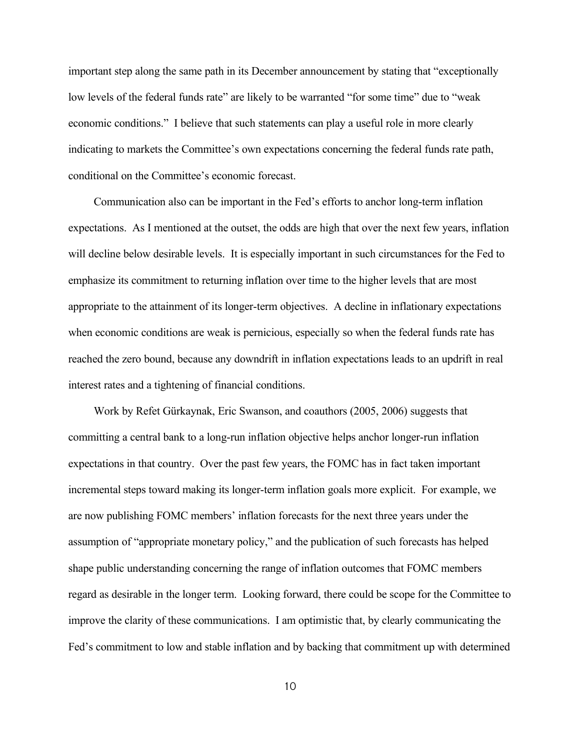important step along the same path in its December announcement by stating that "exceptionally low levels of the federal funds rate" are likely to be warranted "for some time" due to "weak economic conditions." I believe that such statements can play a useful role in more clearly indicating to markets the Committee's own expectations concerning the federal funds rate path, conditional on the Committee's economic forecast.

Communication also can be important in the Fed's efforts to anchor long-term inflation expectations. As I mentioned at the outset, the odds are high that over the next few years, inflation will decline below desirable levels. It is especially important in such circumstances for the Fed to emphasize its commitment to returning inflation over time to the higher levels that are most appropriate to the attainment of its longer-term objectives. A decline in inflationary expectations when economic conditions are weak is pernicious, especially so when the federal funds rate has reached the zero bound, because any downdrift in inflation expectations leads to an updrift in real interest rates and a tightening of financial conditions.

Work by Refet Gürkaynak, Eric Swanson, and coauthors (2005, 2006) suggests that committing a central bank to a long-run inflation objective helps anchor longer-run inflation expectations in that country. Over the past few years, the FOMC has in fact taken important incremental steps toward making its longer-term inflation goals more explicit. For example, we are now publishing FOMC members' inflation forecasts for the next three years under the assumption of "appropriate monetary policy," and the publication of such forecasts has helped shape public understanding concerning the range of inflation outcomes that FOMC members regard as desirable in the longer term. Looking forward, there could be scope for the Committee to improve the clarity of these communications. I am optimistic that, by clearly communicating the Fed's commitment to low and stable inflation and by backing that commitment up with determined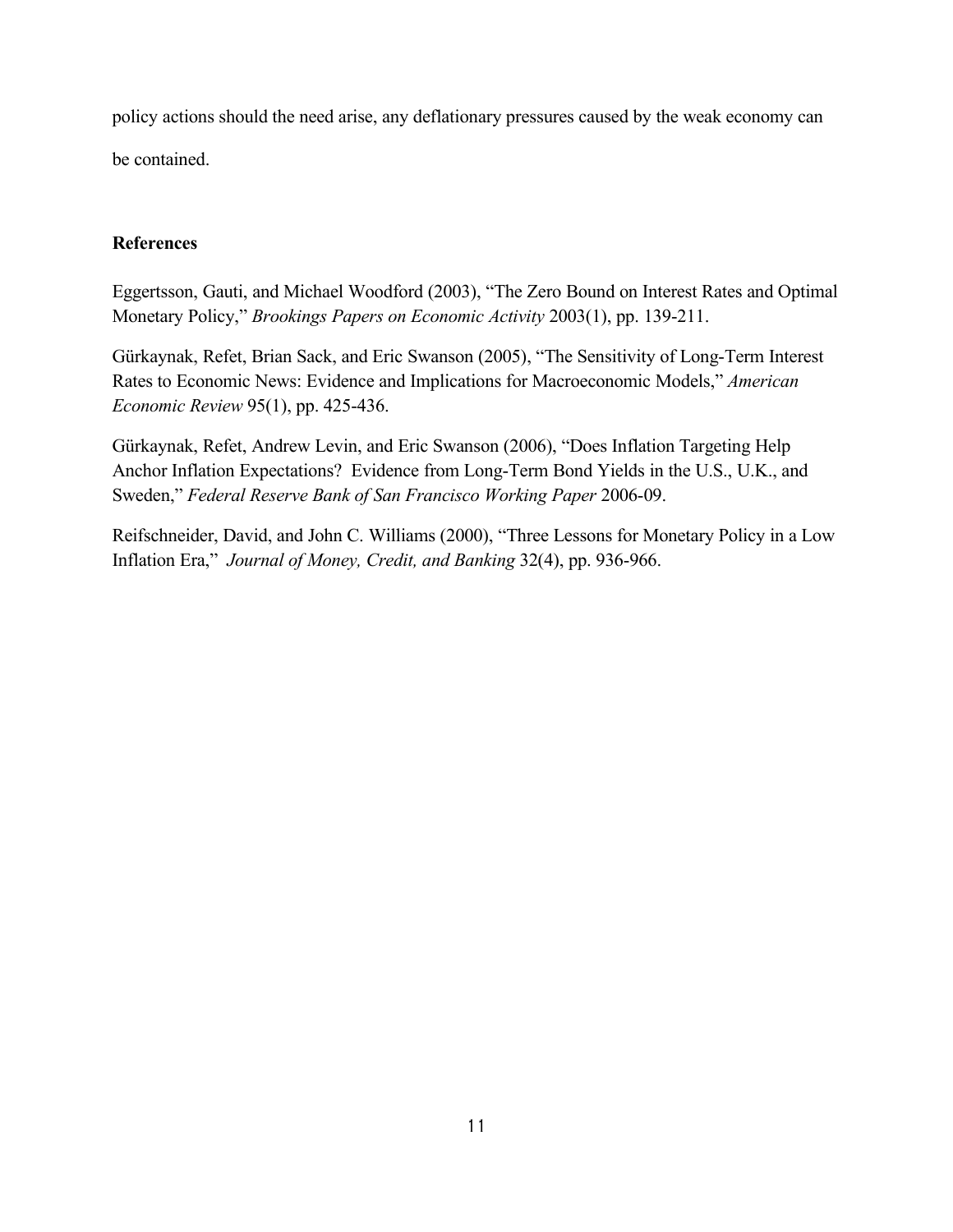policy actions should the need arise, any deflationary pressures caused by the weak economy can be contained.

**References**

Eggertsson, Gauti, and Michael Woodford (2003), "The Zero Bound on Interest Rates and Optimal Monetary Policy," *Brookings Papers on Economic Activity* 2003(1), pp. 139-211.

Gürkaynak, Refet, Brian Sack, and Eric Swanson (2005), "The Sensitivity of Long-Term Interest Rates to Economic News: Evidence and Implications for Macroeconomic Models," *American Economic Review* 95(1), pp. 425-436.

Gürkaynak, Refet, Andrew Levin, and Eric Swanson (2006), "Does Inflation Targeting Help Anchor Inflation Expectations? Evidence from Long-Term Bond Yields in the U.S., U.K., and Sweden," *Federal Reserve Bank of San Francisco Working Paper* 2006-09.

Reifschneider, David, and John C. Williams (2000), "Three Lessons for Monetary Policy in a Low Inflation Era," *Journal of Money, Credit, and Banking* 32(4), pp. 936-966.